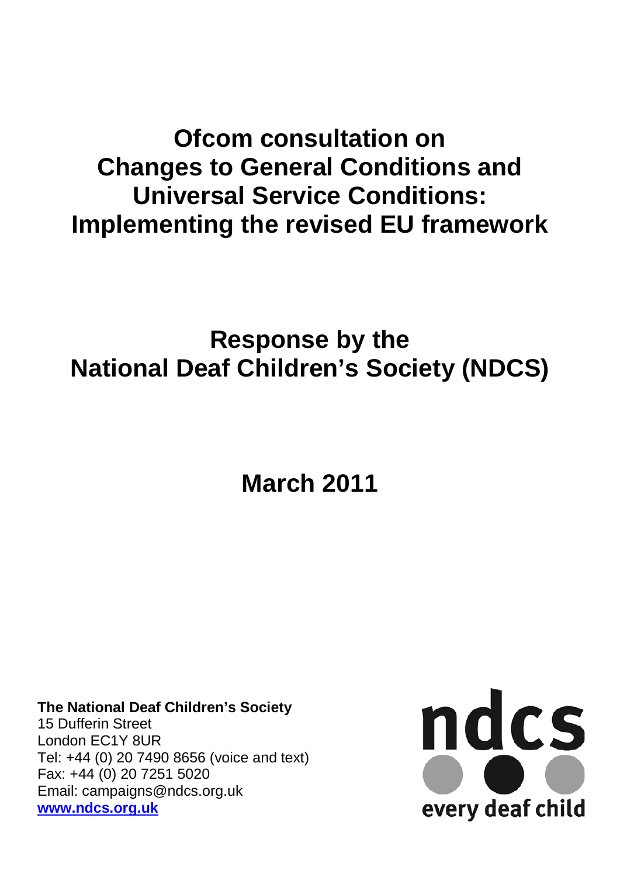# Ofcom consultation on Changes to General Conditions and Universal Service Conditions: Implementing the revised EU framework

## Response by the National Deaf Children's Society (NDCS)

## March 2011

**The National Deaf Children's Society**
15 Dufferin Street
London EC1Y 8UR
Tel: +44 (0) 20 7490 8656 (voice and text)
Fax: +44 (0) 20 7251 5020
Email: campaigns@ndcs.org.uk
**www.ndcs.org.uk**

ndcs
every deaf child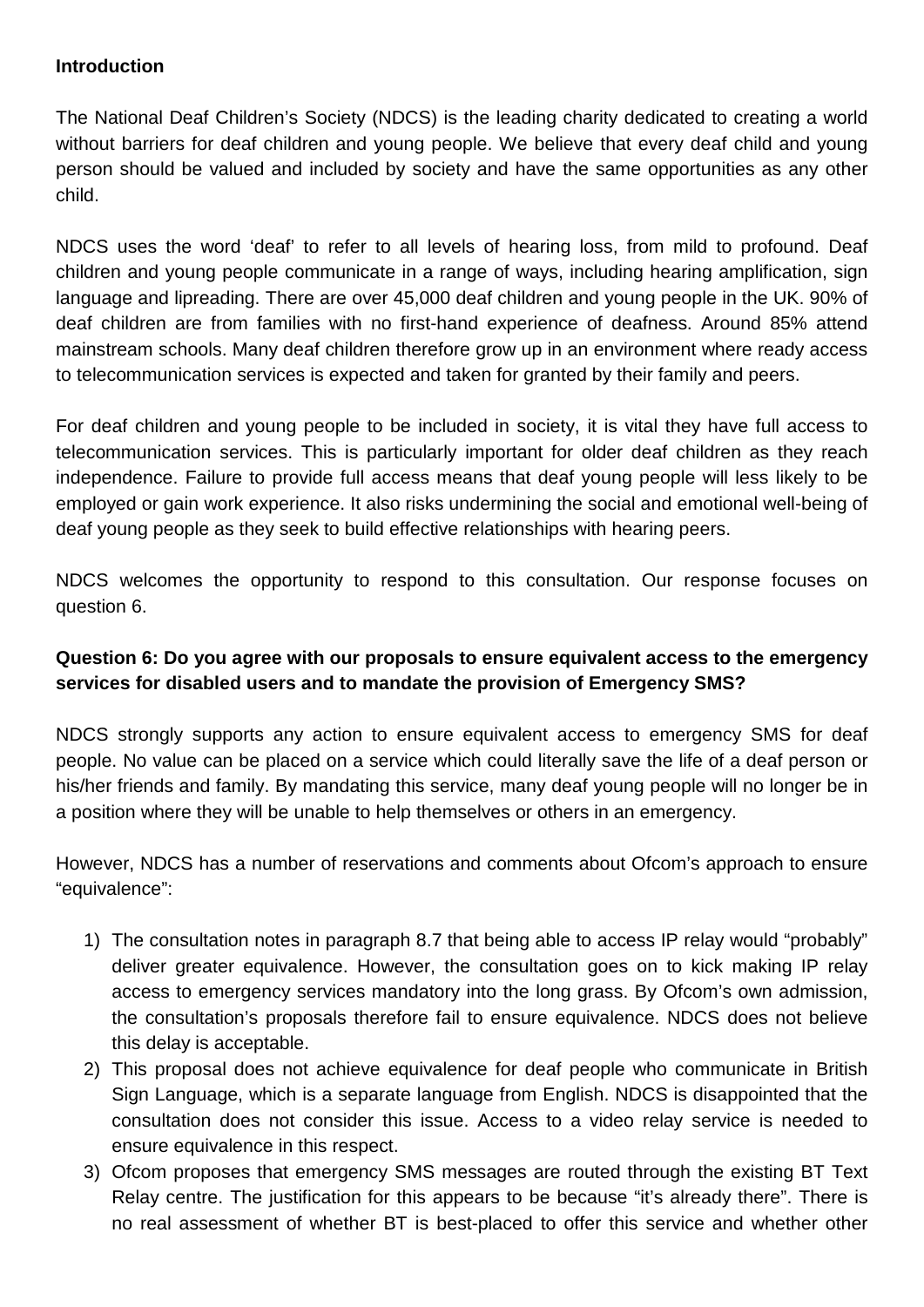**Introduction**

The National Deaf Children's Society (NDCS) is the leading charity dedicated to creating a world without barriers for deaf children and young people. We believe that every deaf child and young person should be valued and included by society and have the same opportunities as any other child.

NDCS uses the word 'deaf' to refer to all levels of hearing loss, from mild to profound. Deaf children and young people communicate in a range of ways, including hearing amplification, sign language and lipreading. There are over 45,000 deaf children and young people in the UK. 90% of deaf children are from families with no first-hand experience of deafness. Around 85% attend mainstream schools. Many deaf children therefore grow up in an environment where ready access to telecommunication services is expected and taken for granted by their family and peers.

For deaf children and young people to be included in society, it is vital they have full access to telecommunication services. This is particularly important for older deaf children as they reach independence. Failure to provide full access means that deaf young people will less likely to be employed or gain work experience. It also risks undermining the social and emotional well-being of deaf young people as they seek to build effective relationships with hearing peers.

NDCS welcomes the opportunity to respond to this consultation. Our response focuses on question 6.

**Question 6: Do you agree with our proposals to ensure equivalent access to the emergency services for disabled users and to mandate the provision of Emergency SMS?**

NDCS strongly supports any action to ensure equivalent access to emergency SMS for deaf people. No value can be placed on a service which could literally save the life of a deaf person or his/her friends and family. By mandating this service, many deaf young people will no longer be in a position where they will be unable to help themselves or others in an emergency.

However, NDCS has a number of reservations and comments about Ofcom's approach to ensure "equivalence":

1) The consultation notes in paragraph 8.7 that being able to access IP relay would "probably" deliver greater equivalence. However, the consultation goes on to kick making IP relay access to emergency services mandatory into the long grass. By Ofcom's own admission, the consultation's proposals therefore fail to ensure equivalence. NDCS does not believe this delay is acceptable.
2) This proposal does not achieve equivalence for deaf people who communicate in British Sign Language, which is a separate language from English. NDCS is disappointed that the consultation does not consider this issue. Access to a video relay service is needed to ensure equivalence in this respect.
3) Ofcom proposes that emergency SMS messages are routed through the existing BT Text Relay centre. The justification for this appears to be because "it's already there". There is no real assessment of whether BT is best-placed to offer this service and whether other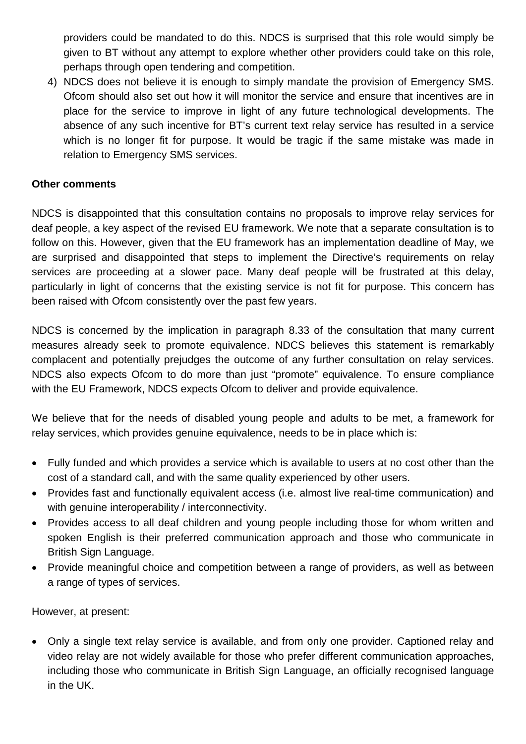providers could be mandated to do this. NDCS is surprised that this role would simply be given to BT without any attempt to explore whether other providers could take on this role, perhaps through open tendering and competition.

4) NDCS does not believe it is enough to simply mandate the provision of Emergency SMS. Ofcom should also set out how it will monitor the service and ensure that incentives are in place for the service to improve in light of any future technological developments. The absence of any such incentive for BT's current text relay service has resulted in a service which is no longer fit for purpose. It would be tragic if the same mistake was made in relation to Emergency SMS services.

**Other comments**

NDCS is disappointed that this consultation contains no proposals to improve relay services for deaf people, a key aspect of the revised EU framework. We note that a separate consultation is to follow on this. However, given that the EU framework has an implementation deadline of May, we are surprised and disappointed that steps to implement the Directive's requirements on relay services are proceeding at a slower pace. Many deaf people will be frustrated at this delay, particularly in light of concerns that the existing service is not fit for purpose. This concern has been raised with Ofcom consistently over the past few years.

NDCS is concerned by the implication in paragraph 8.33 of the consultation that many current measures already seek to promote equivalence. NDCS believes this statement is remarkably complacent and potentially prejudges the outcome of any further consultation on relay services. NDCS also expects Ofcom to do more than just "promote" equivalence. To ensure compliance with the EU Framework, NDCS expects Ofcom to deliver and provide equivalence.

We believe that for the needs of disabled young people and adults to be met, a framework for relay services, which provides genuine equivalence, needs to be in place which is:

- Fully funded and which provides a service which is available to users at no cost other than the cost of a standard call, and with the same quality experienced by other users.
- Provides fast and functionally equivalent access (i.e. almost live real-time communication) and with genuine interoperability / interconnectivity.
- Provides access to all deaf children and young people including those for whom written and spoken English is their preferred communication approach and those who communicate in British Sign Language.
- Provide meaningful choice and competition between a range of providers, as well as between a range of types of services.

However, at present:

- Only a single text relay service is available, and from only one provider. Captioned relay and video relay are not widely available for those who prefer different communication approaches, including those who communicate in British Sign Language, an officially recognised language in the UK.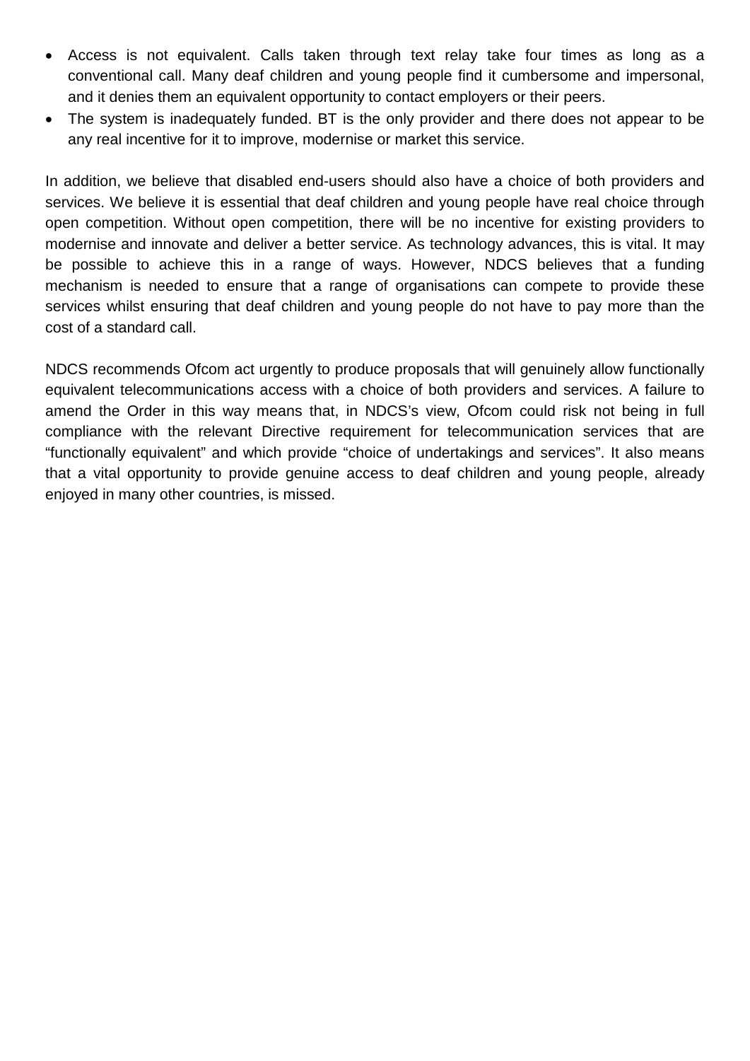- Access is not equivalent. Calls taken through text relay take four times as long as a conventional call. Many deaf children and young people find it cumbersome and impersonal, and it denies them an equivalent opportunity to contact employers or their peers.
- The system is inadequately funded. BT is the only provider and there does not appear to be any real incentive for it to improve, modernise or market this service.

In addition, we believe that disabled end-users should also have a choice of both providers and services. We believe it is essential that deaf children and young people have real choice through open competition. Without open competition, there will be no incentive for existing providers to modernise and innovate and deliver a better service. As technology advances, this is vital. It may be possible to achieve this in a range of ways. However, NDCS believes that a funding mechanism is needed to ensure that a range of organisations can compete to provide these services whilst ensuring that deaf children and young people do not have to pay more than the cost of a standard call.

NDCS recommends Ofcom act urgently to produce proposals that will genuinely allow functionally equivalent telecommunications access with a choice of both providers and services. A failure to amend the Order in this way means that, in NDCS's view, Ofcom could risk not being in full compliance with the relevant Directive requirement for telecommunication services that are "functionally equivalent" and which provide "choice of undertakings and services". It also means that a vital opportunity to provide genuine access to deaf children and young people, already enjoyed in many other countries, is missed.